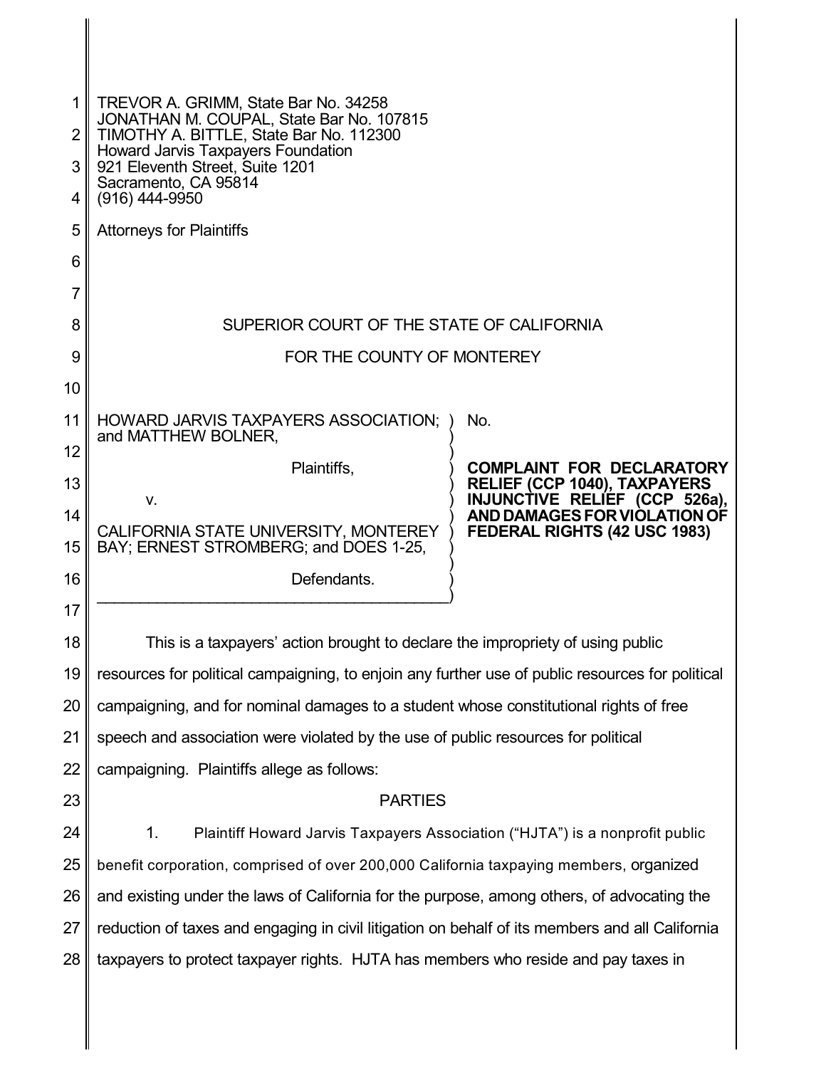TREVOR A. GRIMM, State Bar No. 34258
JONATHAN M. COUPAL, State Bar No. 107815
TIMOTHY A. BITTLE, State Bar No. 112300
Howard Jarvis Taxpayers Foundation
921 Eleventh Street, Suite 1201
Sacramento, CA 95814
(916) 444-9950

Attorneys for Plaintiffs

SUPERIOR COURT OF THE STATE OF CALIFORNIA

FOR THE COUNTY OF MONTEREY

HOWARD JARVIS TAXPAYERS ASSOCIATION; and MATTHEW BOLNER,

Plaintiffs,

v.

CALIFORNIA STATE UNIVERSITY, MONTEREY BAY; ERNEST STROMBERG; and DOES 1-25,

Defendants.

No.

**COMPLAINT FOR DECLARATORY RELIEF (CCP 1040), TAXPAYERS INJUNCTIVE RELIEF (CCP 526a), AND DAMAGES FOR VIOLATION OF FEDERAL RIGHTS (42 USC 1983)**

This is a taxpayers' action brought to declare the impropriety of using public resources for political campaigning, to enjoin any further use of public resources for political campaigning, and for nominal damages to a student whose constitutional rights of free speech and association were violated by the use of public resources for political campaigning. Plaintiffs allege as follows:

## PARTIES

1. Plaintiff Howard Jarvis Taxpayers Association ("HJTA") is a nonprofit public benefit corporation, comprised of over 200,000 California taxpaying members, organized and existing under the laws of California for the purpose, among others, of advocating the reduction of taxes and engaging in civil litigation on behalf of its members and all California taxpayers to protect taxpayer rights. HJTA has members who reside and pay taxes in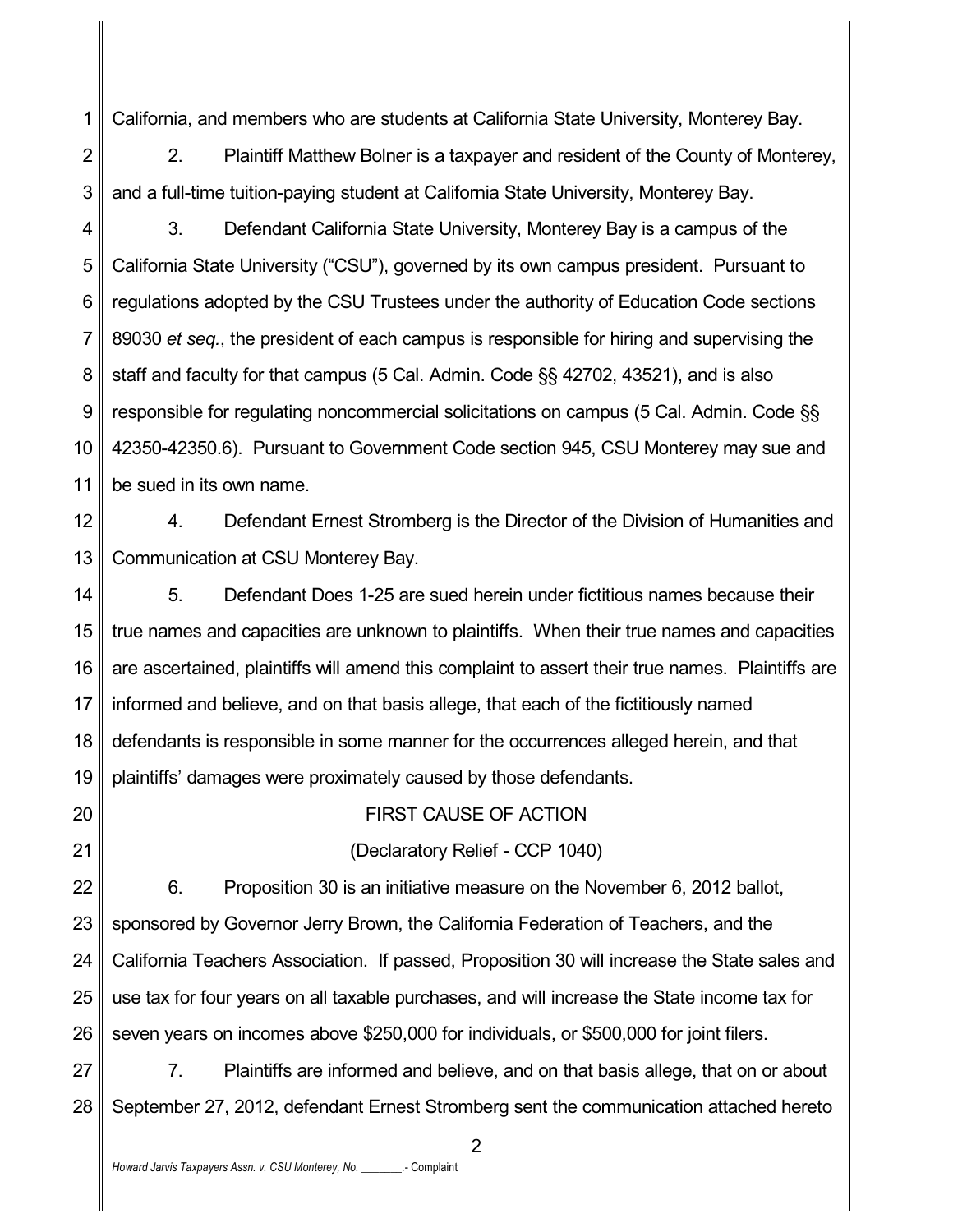California, and members who are students at California State University, Monterey Bay.

2. Plaintiff Matthew Bolner is a taxpayer and resident of the County of Monterey, and a full-time tuition-paying student at California State University, Monterey Bay.

3. Defendant California State University, Monterey Bay is a campus of the California State University ("CSU"), governed by its own campus president. Pursuant to regulations adopted by the CSU Trustees under the authority of Education Code sections 89030 *et seq.*, the president of each campus is responsible for hiring and supervising the staff and faculty for that campus (5 Cal. Admin. Code §§ 42702, 43521), and is also responsible for regulating noncommercial solicitations on campus (5 Cal. Admin. Code §§ 42350-42350.6). Pursuant to Government Code section 945, CSU Monterey may sue and be sued in its own name.

4. Defendant Ernest Stromberg is the Director of the Division of Humanities and Communication at CSU Monterey Bay.

5. Defendant Does 1-25 are sued herein under fictitious names because their true names and capacities are unknown to plaintiffs. When their true names and capacities are ascertained, plaintiffs will amend this complaint to assert their true names. Plaintiffs are informed and believe, and on that basis allege, that each of the fictitiously named defendants is responsible in some manner for the occurrences alleged herein, and that plaintiffs' damages were proximately caused by those defendants.

## FIRST CAUSE OF ACTION

### (Declaratory Relief - CCP 1040)

6. Proposition 30 is an initiative measure on the November 6, 2012 ballot, sponsored by Governor Jerry Brown, the California Federation of Teachers, and the California Teachers Association. If passed, Proposition 30 will increase the State sales and use tax for four years on all taxable purchases, and will increase the State income tax for seven years on incomes above $250,000 for individuals, or $500,000 for joint filers.

7. Plaintiffs are informed and believe, and on that basis allege, that on or about September 27, 2012, defendant Ernest Stromberg sent the communication attached hereto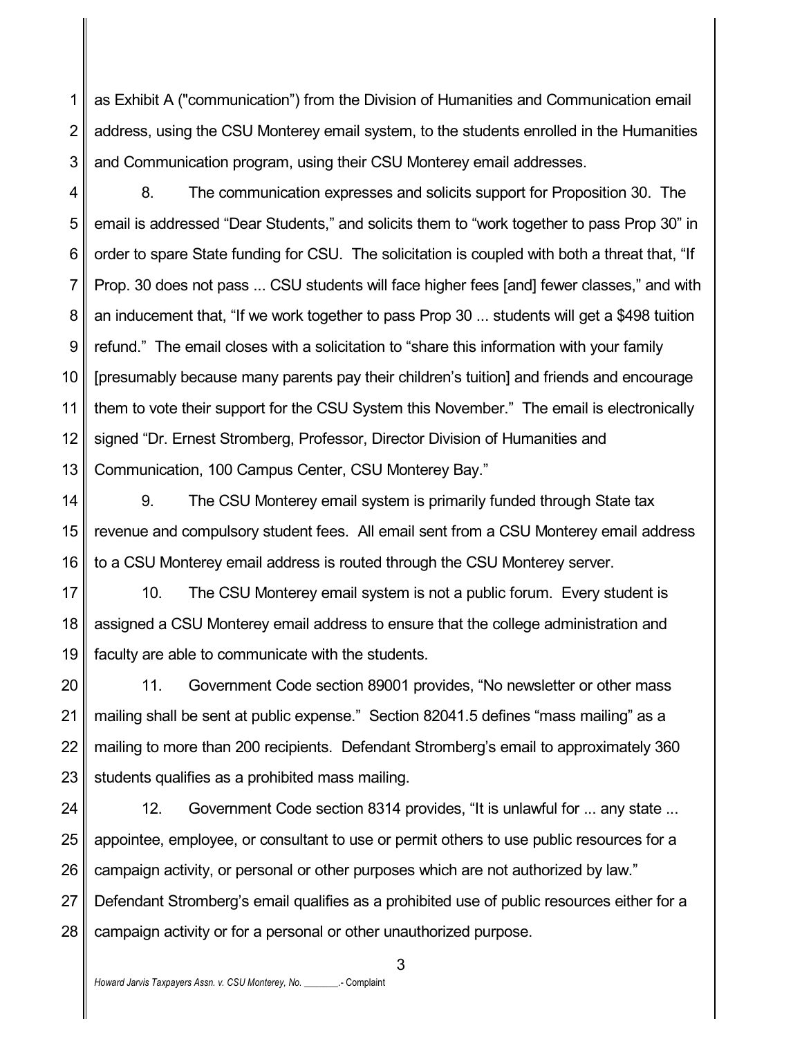as Exhibit A ("communication") from the Division of Humanities and Communication email address, using the CSU Monterey email system, to the students enrolled in the Humanities and Communication program, using their CSU Monterey email addresses.

8. The communication expresses and solicits support for Proposition 30. The email is addressed "Dear Students," and solicits them to "work together to pass Prop 30" in order to spare State funding for CSU. The solicitation is coupled with both a threat that, "If Prop. 30 does not pass ... CSU students will face higher fees [and] fewer classes," and with an inducement that, "If we work together to pass Prop 30 ... students will get a $498 tuition refund." The email closes with a solicitation to "share this information with your family [presumably because many parents pay their children's tuition] and friends and encourage them to vote their support for the CSU System this November." The email is electronically signed "Dr. Ernest Stromberg, Professor, Director Division of Humanities and Communication, 100 Campus Center, CSU Monterey Bay."

9. The CSU Monterey email system is primarily funded through State tax revenue and compulsory student fees. All email sent from a CSU Monterey email address to a CSU Monterey email address is routed through the CSU Monterey server.

10. The CSU Monterey email system is not a public forum. Every student is assigned a CSU Monterey email address to ensure that the college administration and faculty are able to communicate with the students.

11. Government Code section 89001 provides, "No newsletter or other mass mailing shall be sent at public expense." Section 82041.5 defines "mass mailing" as a mailing to more than 200 recipients. Defendant Stromberg's email to approximately 360 students qualifies as a prohibited mass mailing.

12. Government Code section 8314 provides, "It is unlawful for ... any state ... appointee, employee, or consultant to use or permit others to use public resources for a campaign activity, or personal or other purposes which are not authorized by law." Defendant Stromberg's email qualifies as a prohibited use of public resources either for a campaign activity or for a personal or other unauthorized purpose.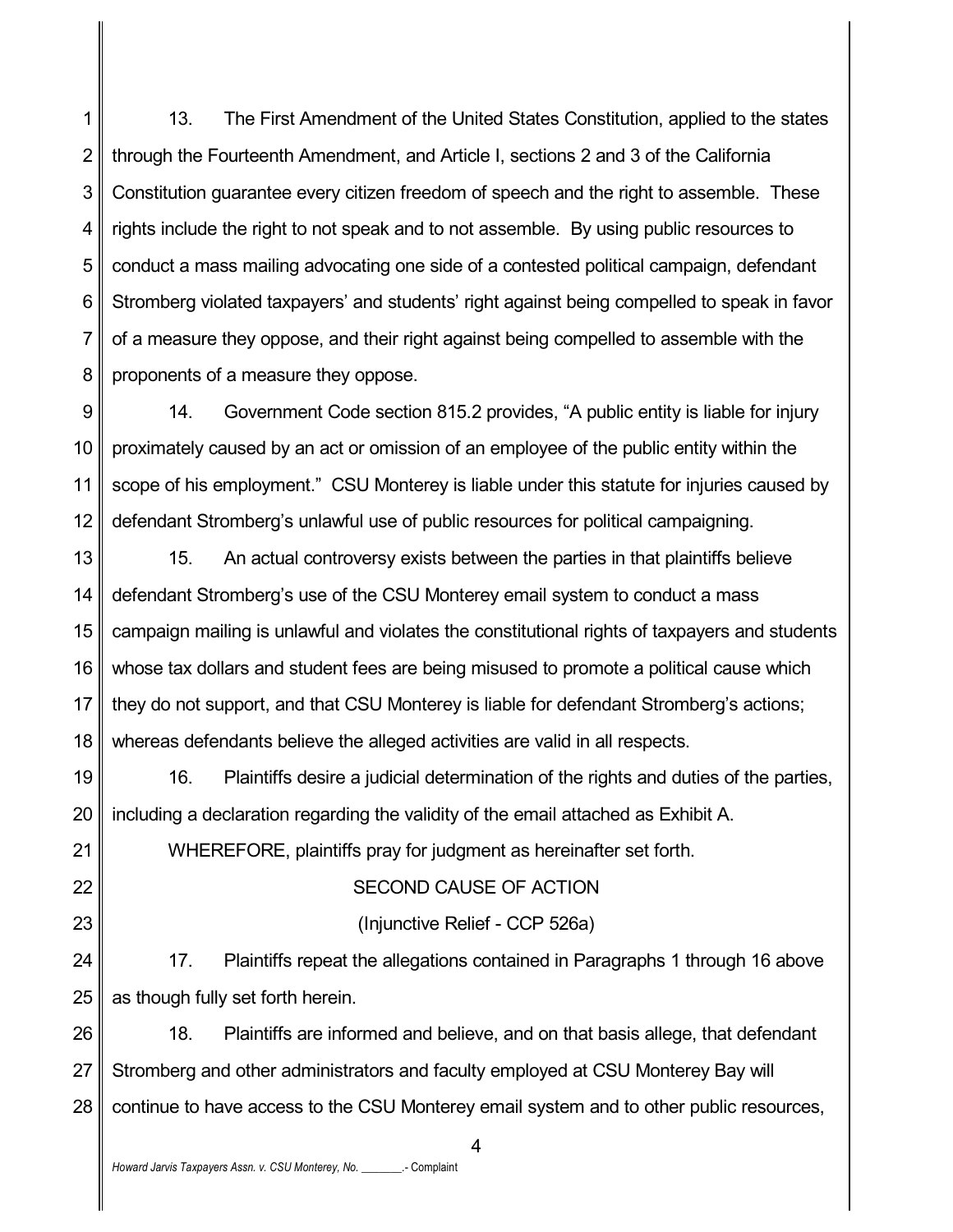13. The First Amendment of the United States Constitution, applied to the states through the Fourteenth Amendment, and Article I, sections 2 and 3 of the California Constitution guarantee every citizen freedom of speech and the right to assemble. These rights include the right to not speak and to not assemble. By using public resources to conduct a mass mailing advocating one side of a contested political campaign, defendant Stromberg violated taxpayers' and students' right against being compelled to speak in favor of a measure they oppose, and their right against being compelled to assemble with the proponents of a measure they oppose.

14. Government Code section 815.2 provides, "A public entity is liable for injury proximately caused by an act or omission of an employee of the public entity within the scope of his employment." CSU Monterey is liable under this statute for injuries caused by defendant Stromberg's unlawful use of public resources for political campaigning.

15. An actual controversy exists between the parties in that plaintiffs believe defendant Stromberg's use of the CSU Monterey email system to conduct a mass campaign mailing is unlawful and violates the constitutional rights of taxpayers and students whose tax dollars and student fees are being misused to promote a political cause which they do not support, and that CSU Monterey is liable for defendant Stromberg's actions; whereas defendants believe the alleged activities are valid in all respects.

16. Plaintiffs desire a judicial determination of the rights and duties of the parties, including a declaration regarding the validity of the email attached as Exhibit A.

WHEREFORE, plaintiffs pray for judgment as hereinafter set forth.

## SECOND CAUSE OF ACTION

## (Injunctive Relief - CCP 526a)

17. Plaintiffs repeat the allegations contained in Paragraphs 1 through 16 above as though fully set forth herein.

18. Plaintiffs are informed and believe, and on that basis allege, that defendant Stromberg and other administrators and faculty employed at CSU Monterey Bay will continue to have access to the CSU Monterey email system and to other public resources,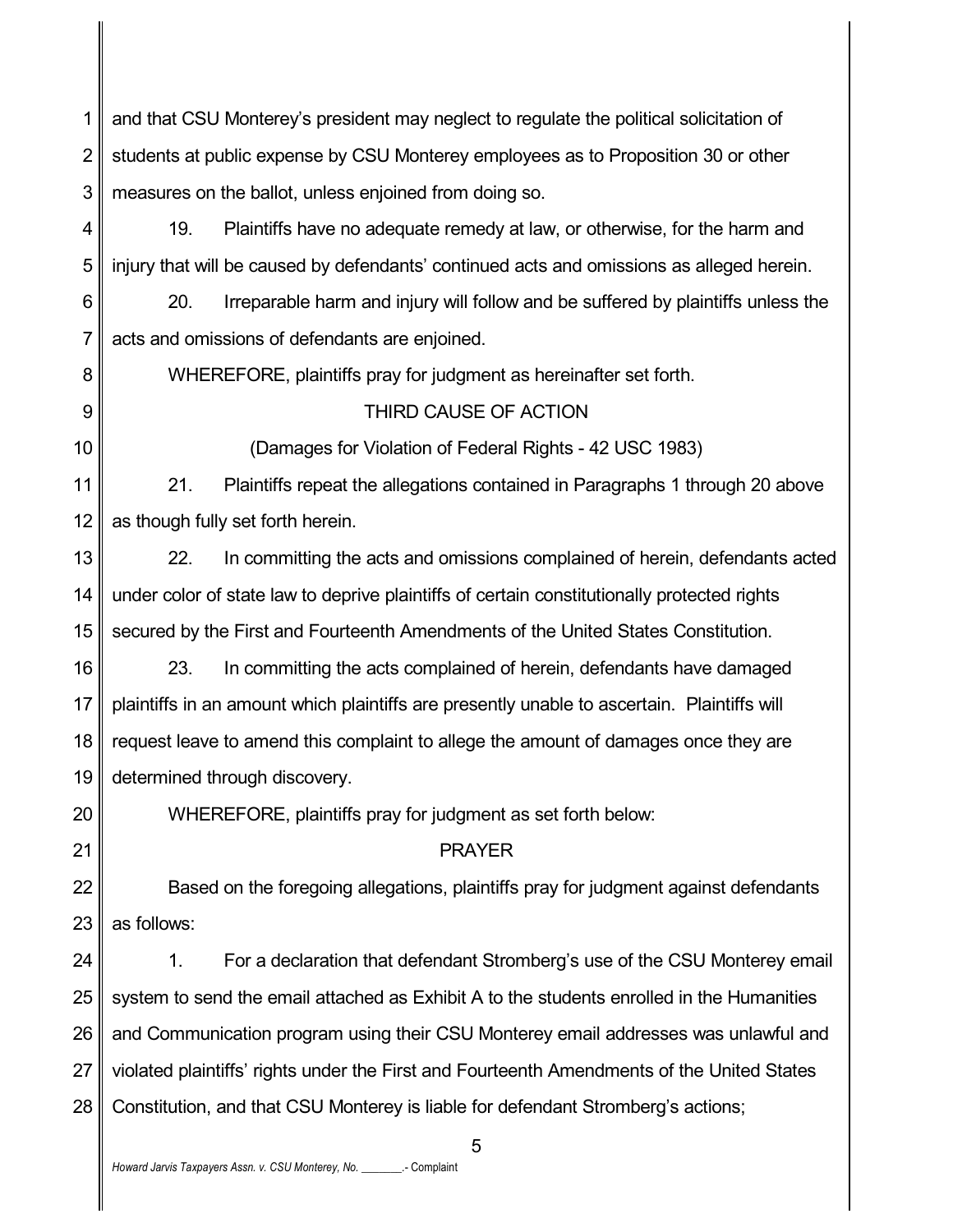and that CSU Monterey's president may neglect to regulate the political solicitation of students at public expense by CSU Monterey employees as to Proposition 30 or other measures on the ballot, unless enjoined from doing so.

19. Plaintiffs have no adequate remedy at law, or otherwise, for the harm and injury that will be caused by defendants' continued acts and omissions as alleged herein.

20. Irreparable harm and injury will follow and be suffered by plaintiffs unless the acts and omissions of defendants are enjoined.

WHEREFORE, plaintiffs pray for judgment as hereinafter set forth.

THIRD CAUSE OF ACTION

(Damages for Violation of Federal Rights - 42 USC 1983)

21. Plaintiffs repeat the allegations contained in Paragraphs 1 through 20 above as though fully set forth herein.

22. In committing the acts and omissions complained of herein, defendants acted under color of state law to deprive plaintiffs of certain constitutionally protected rights secured by the First and Fourteenth Amendments of the United States Constitution.

23. In committing the acts complained of herein, defendants have damaged plaintiffs in an amount which plaintiffs are presently unable to ascertain. Plaintiffs will request leave to amend this complaint to allege the amount of damages once they are determined through discovery.

WHEREFORE, plaintiffs pray for judgment as set forth below:

PRAYER

Based on the foregoing allegations, plaintiffs pray for judgment against defendants as follows:

1. For a declaration that defendant Stromberg's use of the CSU Monterey email system to send the email attached as Exhibit A to the students enrolled in the Humanities and Communication program using their CSU Monterey email addresses was unlawful and violated plaintiffs' rights under the First and Fourteenth Amendments of the United States Constitution, and that CSU Monterey is liable for defendant Stromberg's actions;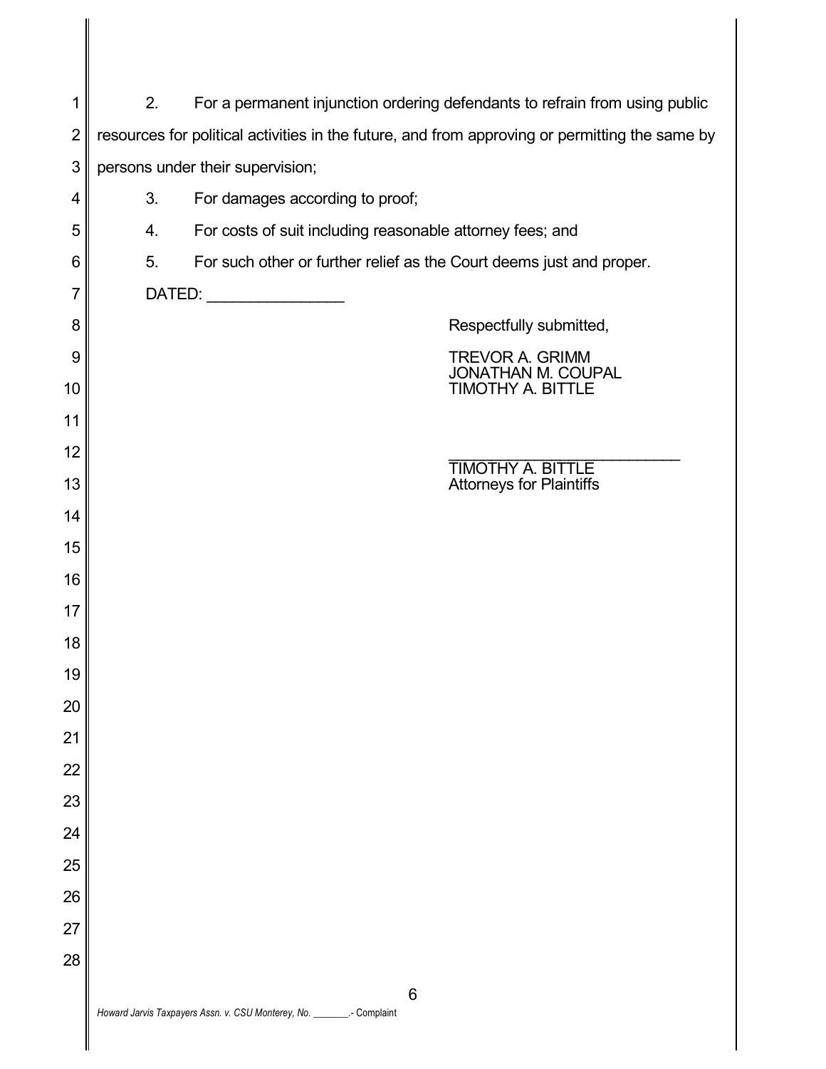2. For a permanent injunction ordering defendants to refrain from using public resources for political activities in the future, and from approving or permitting the same by persons under their supervision;

3. For damages according to proof;

4. For costs of suit including reasonable attorney fees; and

5. For such other or further relief as the Court deems just and proper.

DATED: ________________

Respectfully submitted,

TREVOR A. GRIMM
JONATHAN M. COUPAL
TIMOTHY A. BITTLE

____________________________
TIMOTHY A. BITTLE
Attorneys for Plaintiffs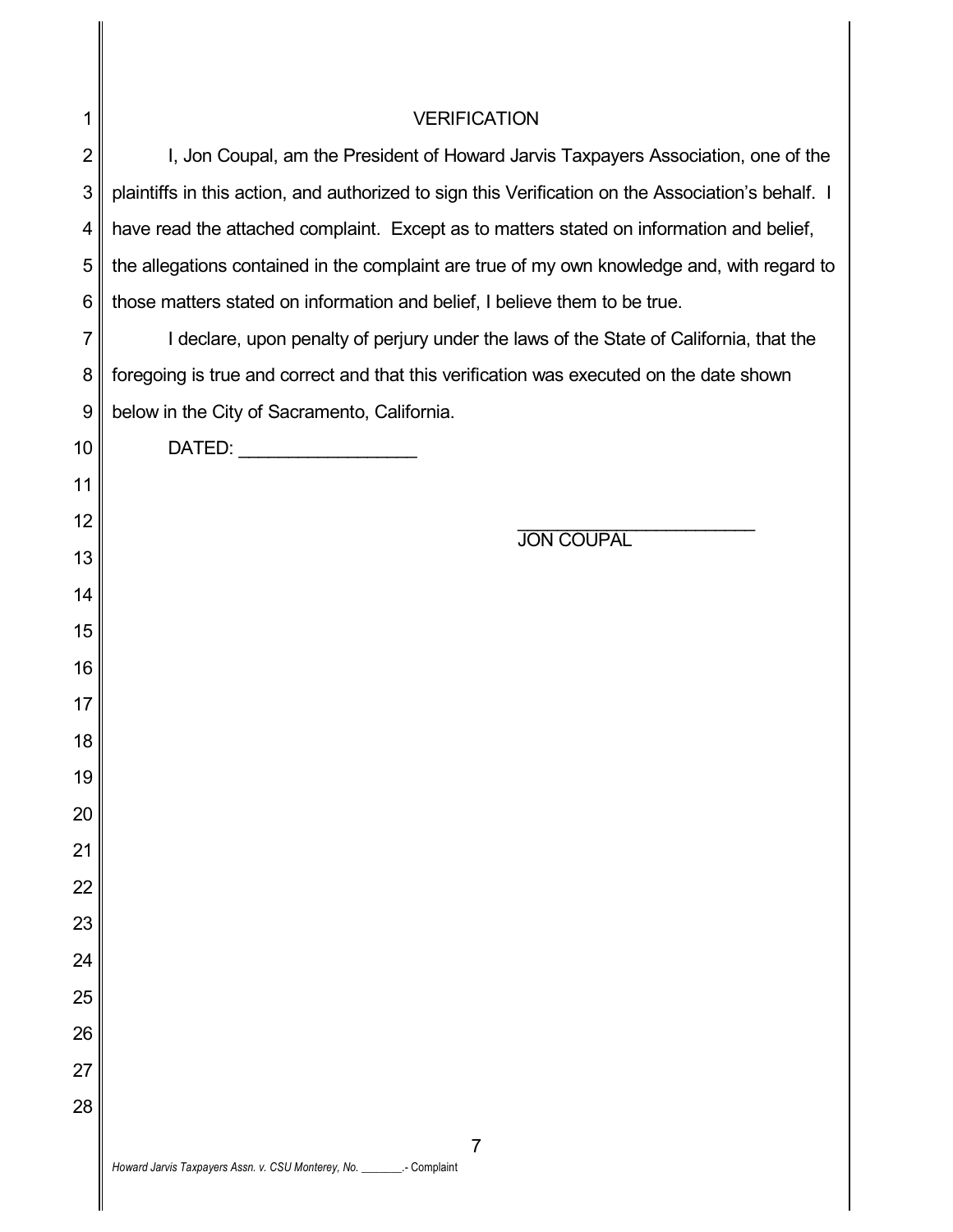# VERIFICATION

I, Jon Coupal, am the President of Howard Jarvis Taxpayers Association, one of the plaintiffs in this action, and authorized to sign this Verification on the Association's behalf. I have read the attached complaint. Except as to matters stated on information and belief, the allegations contained in the complaint are true of my own knowledge and, with regard to those matters stated on information and belief, I believe them to be true.

I declare, upon penalty of perjury under the laws of the State of California, that the foregoing is true and correct and that this verification was executed on the date shown below in the City of Sacramento, California.

DATED: __________________

________________________
JON COUPAL